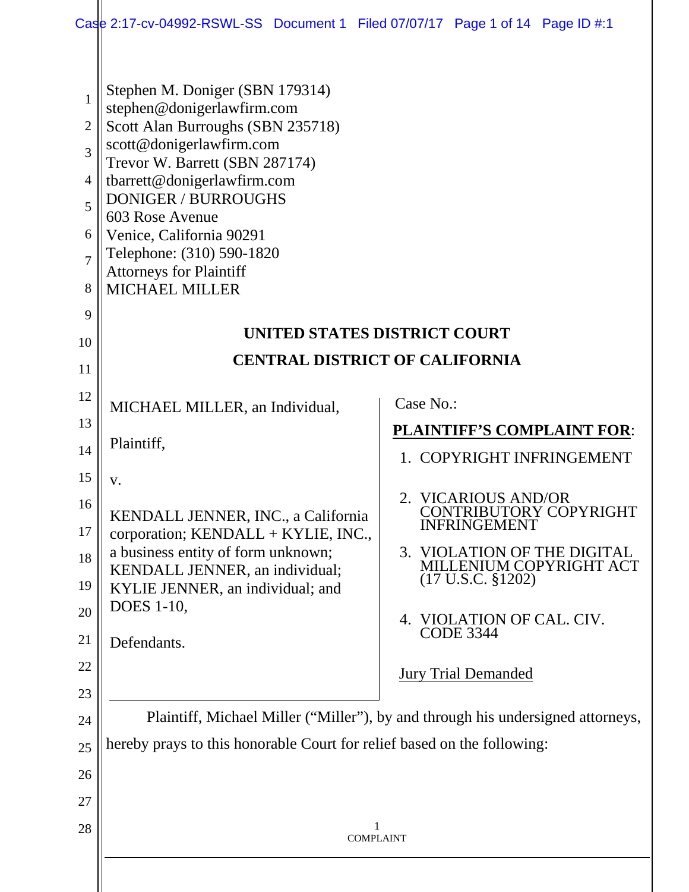Stephen M. Doniger (SBN 179314)
stephen@donigerlawfirm.com
Scott Alan Burroughs (SBN 235718)
scott@donigerlawfirm.com
Trevor W. Barrett (SBN 287174)
tbarrett@donigerlawfirm.com
DONIGER / BURROUGHS
603 Rose Avenue
Venice, California 90291
Telephone: (310) 590-1820
Attorneys for Plaintiff
MICHAEL MILLER

**UNITED STATES DISTRICT COURT**

**CENTRAL DISTRICT OF CALIFORNIA**

MICHAEL MILLER, an Individual,

Plaintiff,

v.

KENDALL JENNER, INC., a California corporation; KENDALL + KYLIE, INC., a business entity of form unknown; KENDALL JENNER, an individual; KYLIE JENNER, an individual; and DOES 1-10,

Defendants.

Case No.:

**PLAINTIFF'S COMPLAINT FOR:**

1. COPYRIGHT INFRINGEMENT
2. VICARIOUS AND/OR CONTRIBUTORY COPYRIGHT INFRINGEMENT
3. VIOLATION OF THE DIGITAL MILLENIUM COPYRIGHT ACT (17 U.S.C. §1202)
4. VIOLATION OF CAL. CIV. CODE 3344

Jury Trial Demanded

Plaintiff, Michael Miller ("Miller"), by and through his undersigned attorneys, hereby prays to this honorable Court for relief based on the following: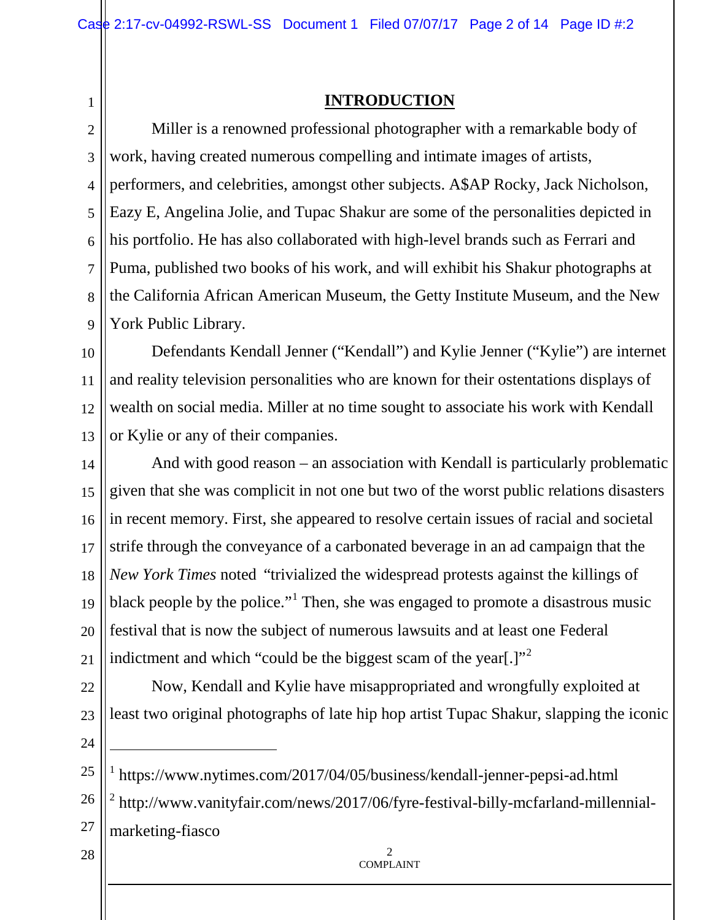## INTRODUCTION

Miller is a renowned professional photographer with a remarkable body of work, having created numerous compelling and intimate images of artists, performers, and celebrities, amongst other subjects. A$AP Rocky, Jack Nicholson, Eazy E, Angelina Jolie, and Tupac Shakur are some of the personalities depicted in his portfolio. He has also collaborated with high-level brands such as Ferrari and Puma, published two books of his work, and will exhibit his Shakur photographs at the California African American Museum, the Getty Institute Museum, and the New York Public Library.

Defendants Kendall Jenner ("Kendall") and Kylie Jenner ("Kylie") are internet and reality television personalities who are known for their ostentations displays of wealth on social media. Miller at no time sought to associate his work with Kendall or Kylie or any of their companies.

And with good reason – an association with Kendall is particularly problematic given that she was complicit in not one but two of the worst public relations disasters in recent memory. First, she appeared to resolve certain issues of racial and societal strife through the conveyance of a carbonated beverage in an ad campaign that the *New York Times* noted "trivialized the widespread protests against the killings of black people by the police."[1] Then, she was engaged to promote a disastrous music festival that is now the subject of numerous lawsuits and at least one Federal indictment and which "could be the biggest scam of the year[.]"[2]

Now, Kendall and Kylie have misappropriated and wrongfully exploited at least two original photographs of late hip hop artist Tupac Shakur, slapping the iconic

---

[1] https://www.nytimes.com/2017/04/05/business/kendall-jenner-pepsi-ad.html

[2] http://www.vanityfair.com/news/2017/06/fyre-festival-billy-mcfarland-millennial-marketing-fiasco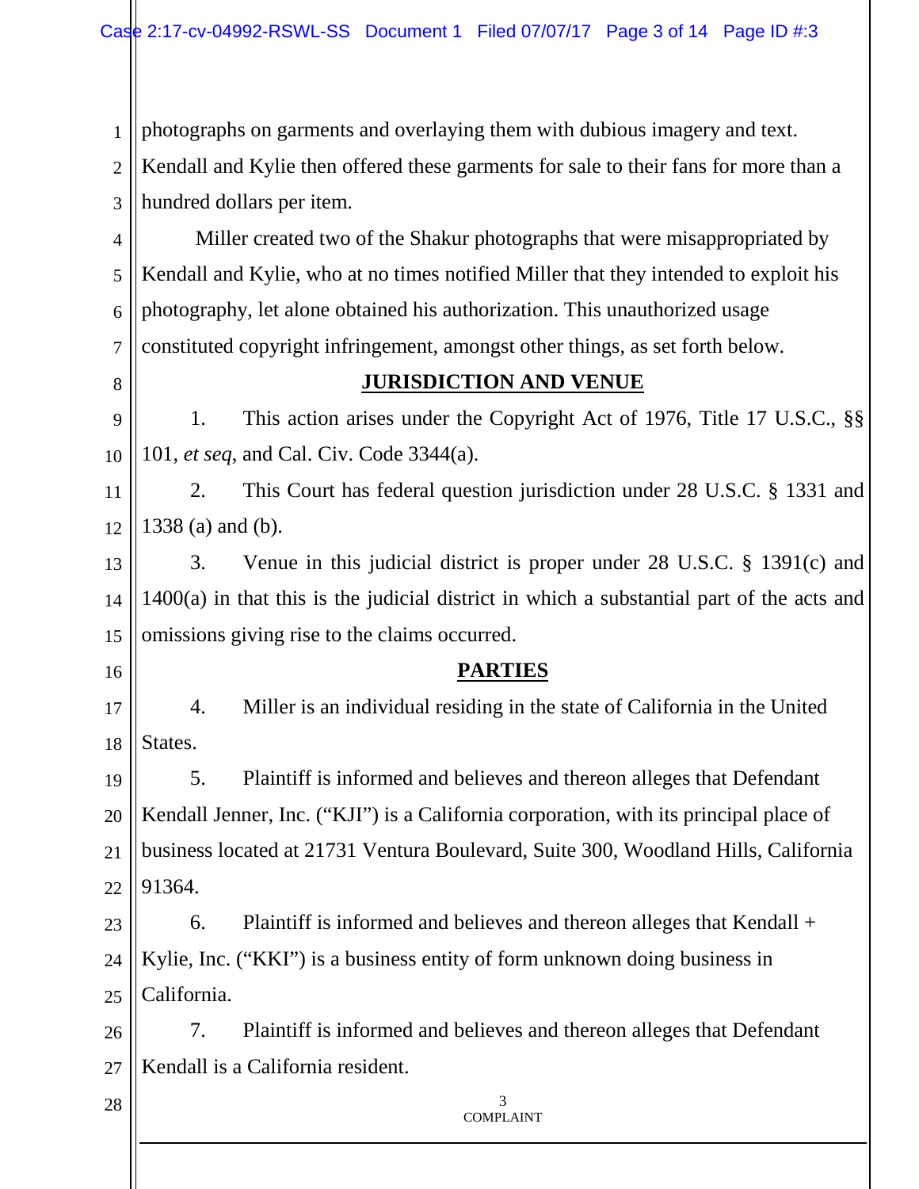photographs on garments and overlaying them with dubious imagery and text. Kendall and Kylie then offered these garments for sale to their fans for more than a hundred dollars per item.

Miller created two of the Shakur photographs that were misappropriated by Kendall and Kylie, who at no times notified Miller that they intended to exploit his photography, let alone obtained his authorization. This unauthorized usage constituted copyright infringement, amongst other things, as set forth below.

## JURISDICTION AND VENUE

1. This action arises under the Copyright Act of 1976, Title 17 U.S.C., §§ 101, *et seq*, and Cal. Civ. Code 3344(a).

2. This Court has federal question jurisdiction under 28 U.S.C. § 1331 and 1338 (a) and (b).

3. Venue in this judicial district is proper under 28 U.S.C. § 1391(c) and 1400(a) in that this is the judicial district in which a substantial part of the acts and omissions giving rise to the claims occurred.

## PARTIES

4. Miller is an individual residing in the state of California in the United States.

5. Plaintiff is informed and believes and thereon alleges that Defendant Kendall Jenner, Inc. ("KJI") is a California corporation, with its principal place of business located at 21731 Ventura Boulevard, Suite 300, Woodland Hills, California 91364.

6. Plaintiff is informed and believes and thereon alleges that Kendall + Kylie, Inc. ("KKI") is a business entity of form unknown doing business in California.

7. Plaintiff is informed and believes and thereon alleges that Defendant Kendall is a California resident.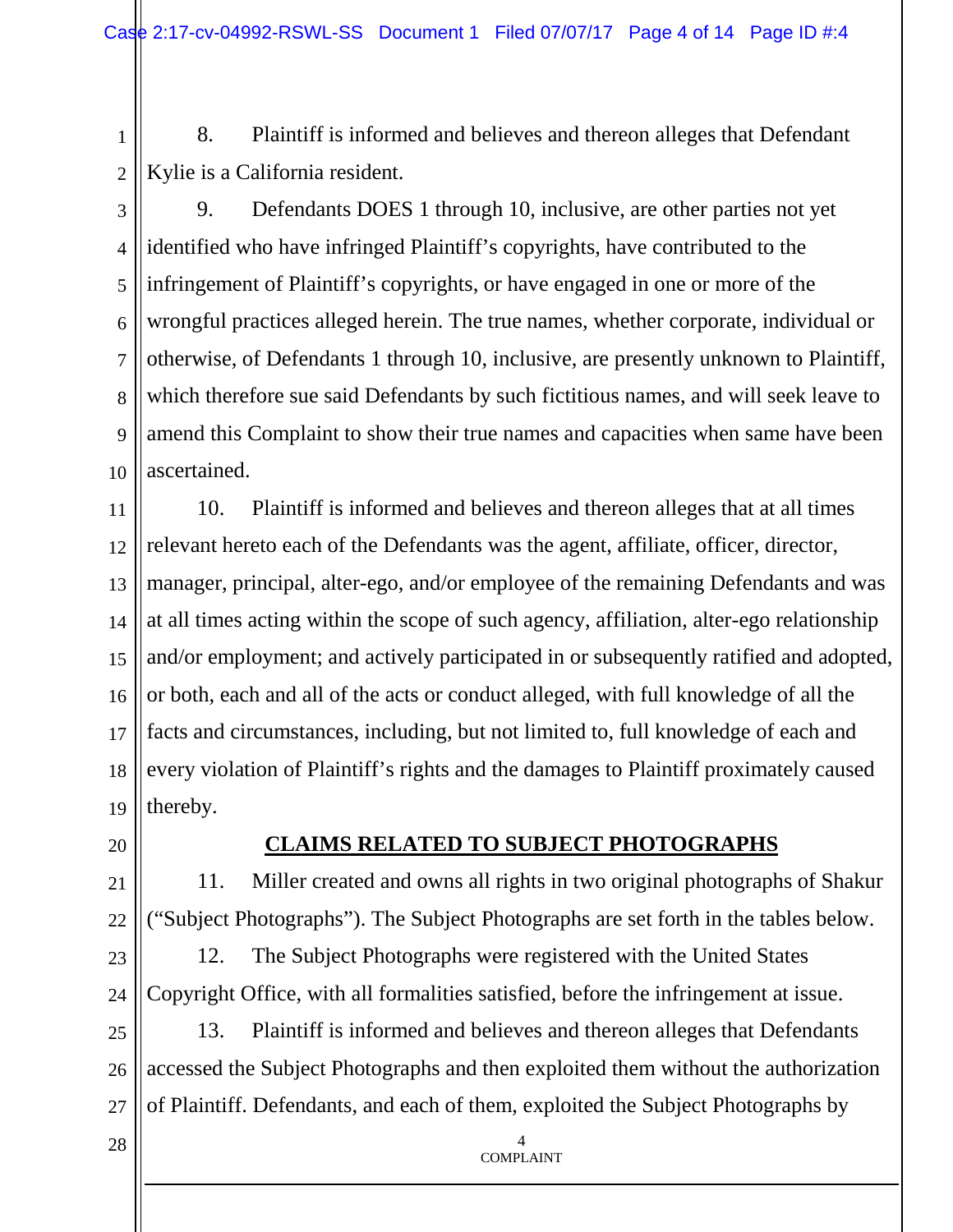8. Plaintiff is informed and believes and thereon alleges that Defendant Kylie is a California resident.

9. Defendants DOES 1 through 10, inclusive, are other parties not yet identified who have infringed Plaintiff's copyrights, have contributed to the infringement of Plaintiff's copyrights, or have engaged in one or more of the wrongful practices alleged herein. The true names, whether corporate, individual or otherwise, of Defendants 1 through 10, inclusive, are presently unknown to Plaintiff, which therefore sue said Defendants by such fictitious names, and will seek leave to amend this Complaint to show their true names and capacities when same have been ascertained.

10. Plaintiff is informed and believes and thereon alleges that at all times relevant hereto each of the Defendants was the agent, affiliate, officer, director, manager, principal, alter-ego, and/or employee of the remaining Defendants and was at all times acting within the scope of such agency, affiliation, alter-ego relationship and/or employment; and actively participated in or subsequently ratified and adopted, or both, each and all of the acts or conduct alleged, with full knowledge of all the facts and circumstances, including, but not limited to, full knowledge of each and every violation of Plaintiff's rights and the damages to Plaintiff proximately caused thereby.

## CLAIMS RELATED TO SUBJECT PHOTOGRAPHS

11. Miller created and owns all rights in two original photographs of Shakur ("Subject Photographs"). The Subject Photographs are set forth in the tables below.

12. The Subject Photographs were registered with the United States Copyright Office, with all formalities satisfied, before the infringement at issue.

13. Plaintiff is informed and believes and thereon alleges that Defendants accessed the Subject Photographs and then exploited them without the authorization of Plaintiff. Defendants, and each of them, exploited the Subject Photographs by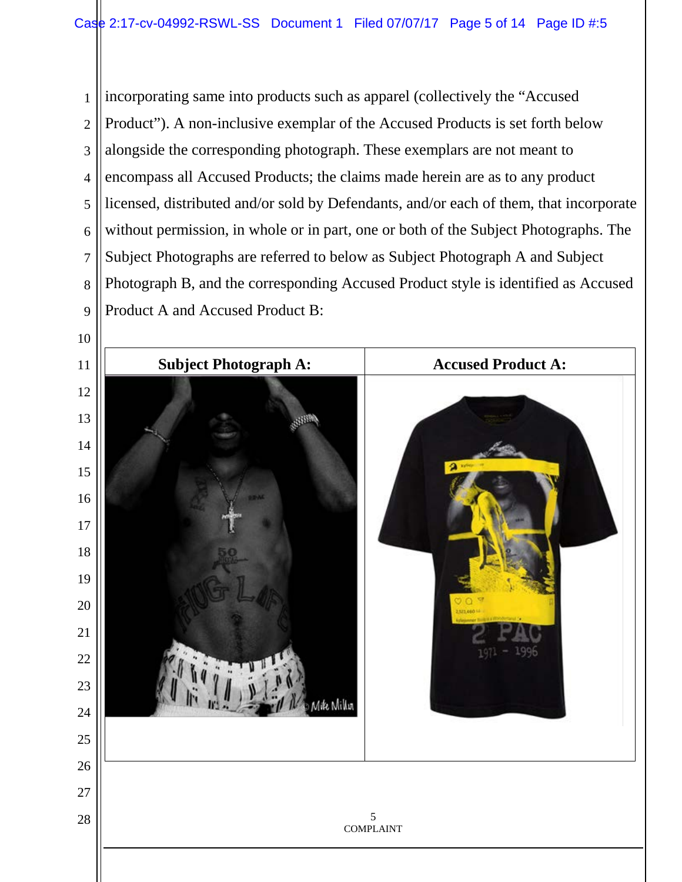incorporating same into products such as apparel (collectively the "Accused Product"). A non-inclusive exemplar of the Accused Products is set forth below alongside the corresponding photograph. These exemplars are not meant to encompass all Accused Products; the claims made herein are as to any product licensed, distributed and/or sold by Defendants, and/or each of them, that incorporate without permission, in whole or in part, one or both of the Subject Photographs. The Subject Photographs are referred to below as Subject Photograph A and Subject Photograph B, and the corresponding Accused Product style is identified as Accused Product A and Accused Product B:

| Subject Photograph A: | Accused Product A: |
|---|---|
| | |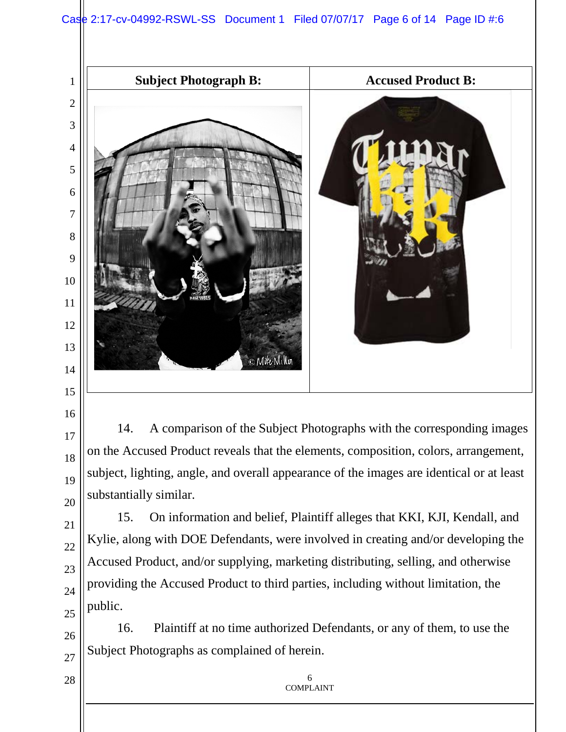| Subject Photograph B: | Accused Product B: |
| --- | --- |
| | |

14. A comparison of the Subject Photographs with the corresponding images on the Accused Product reveals that the elements, composition, colors, arrangement, subject, lighting, angle, and overall appearance of the images are identical or at least substantially similar.

15. On information and belief, Plaintiff alleges that KKI, KJI, Kendall, and Kylie, along with DOE Defendants, were involved in creating and/or developing the Accused Product, and/or supplying, marketing distributing, selling, and otherwise providing the Accused Product to third parties, including without limitation, the public.

16. Plaintiff at no time authorized Defendants, or any of them, to use the Subject Photographs as complained of herein.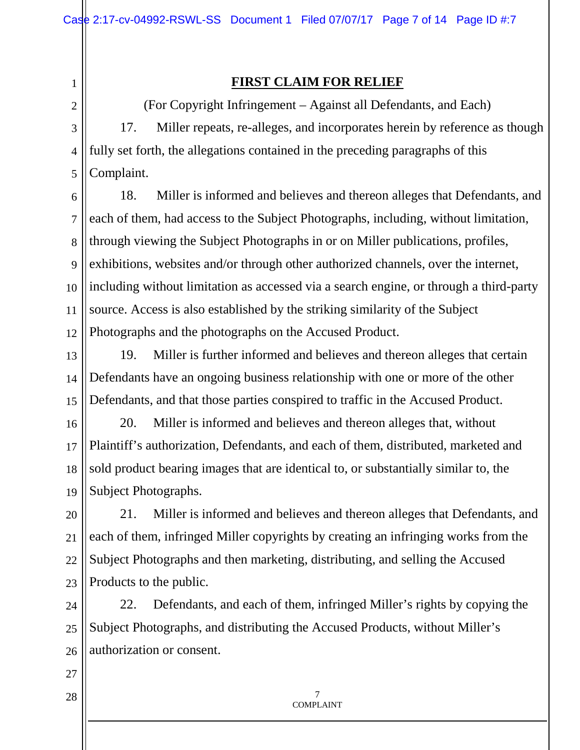## FIRST CLAIM FOR RELIEF

(For Copyright Infringement – Against all Defendants, and Each)

17. Miller repeats, re-alleges, and incorporates herein by reference as though fully set forth, the allegations contained in the preceding paragraphs of this Complaint.

18. Miller is informed and believes and thereon alleges that Defendants, and each of them, had access to the Subject Photographs, including, without limitation, through viewing the Subject Photographs in or on Miller publications, profiles, exhibitions, websites and/or through other authorized channels, over the internet, including without limitation as accessed via a search engine, or through a third-party source. Access is also established by the striking similarity of the Subject Photographs and the photographs on the Accused Product.

19. Miller is further informed and believes and thereon alleges that certain Defendants have an ongoing business relationship with one or more of the other Defendants, and that those parties conspired to traffic in the Accused Product.

20. Miller is informed and believes and thereon alleges that, without Plaintiff's authorization, Defendants, and each of them, distributed, marketed and sold product bearing images that are identical to, or substantially similar to, the Subject Photographs.

21. Miller is informed and believes and thereon alleges that Defendants, and each of them, infringed Miller copyrights by creating an infringing works from the Subject Photographs and then marketing, distributing, and selling the Accused Products to the public.

22. Defendants, and each of them, infringed Miller's rights by copying the Subject Photographs, and distributing the Accused Products, without Miller's authorization or consent.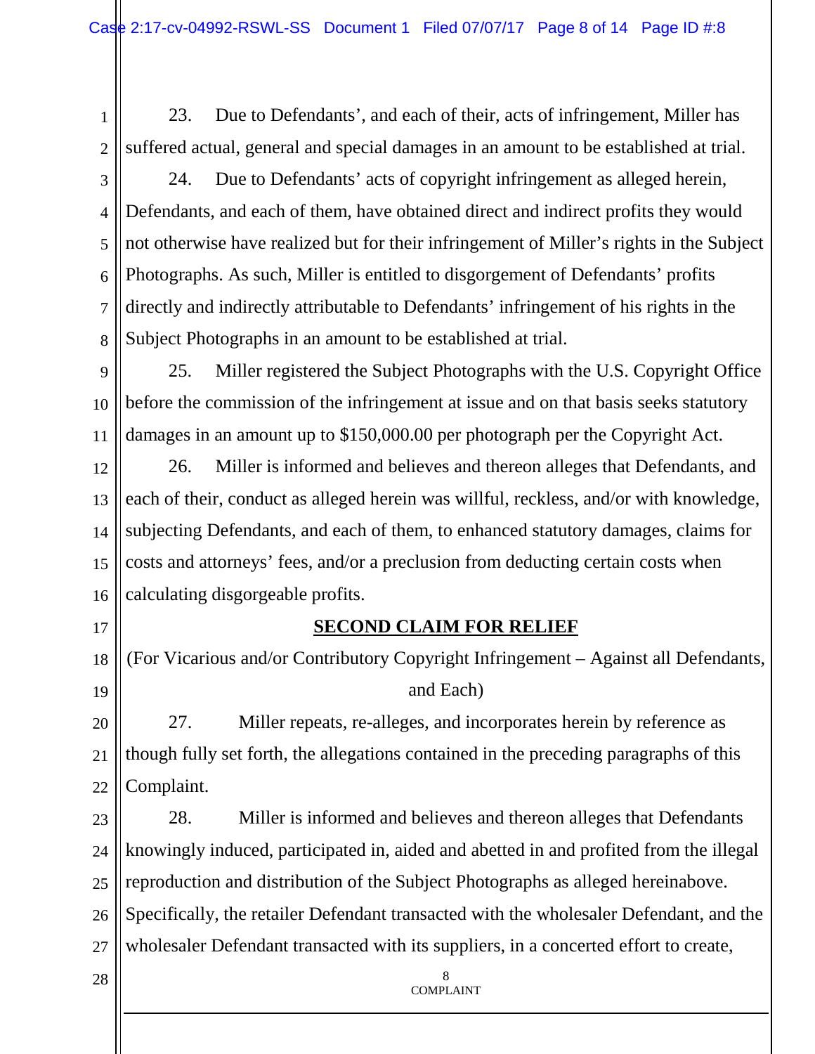23. Due to Defendants', and each of their, acts of infringement, Miller has suffered actual, general and special damages in an amount to be established at trial.

24. Due to Defendants' acts of copyright infringement as alleged herein, Defendants, and each of them, have obtained direct and indirect profits they would not otherwise have realized but for their infringement of Miller's rights in the Subject Photographs. As such, Miller is entitled to disgorgement of Defendants' profits directly and indirectly attributable to Defendants' infringement of his rights in the Subject Photographs in an amount to be established at trial.

25. Miller registered the Subject Photographs with the U.S. Copyright Office before the commission of the infringement at issue and on that basis seeks statutory damages in an amount up to $150,000.00 per photograph per the Copyright Act.

26. Miller is informed and believes and thereon alleges that Defendants, and each of their, conduct as alleged herein was willful, reckless, and/or with knowledge, subjecting Defendants, and each of them, to enhanced statutory damages, claims for costs and attorneys' fees, and/or a preclusion from deducting certain costs when calculating disgorgeable profits.

## SECOND CLAIM FOR RELIEF

(For Vicarious and/or Contributory Copyright Infringement – Against all Defendants, and Each)

27. Miller repeats, re-alleges, and incorporates herein by reference as though fully set forth, the allegations contained in the preceding paragraphs of this Complaint.

28. Miller is informed and believes and thereon alleges that Defendants knowingly induced, participated in, aided and abetted in and profited from the illegal reproduction and distribution of the Subject Photographs as alleged hereinabove. Specifically, the retailer Defendant transacted with the wholesaler Defendant, and the wholesaler Defendant transacted with its suppliers, in a concerted effort to create,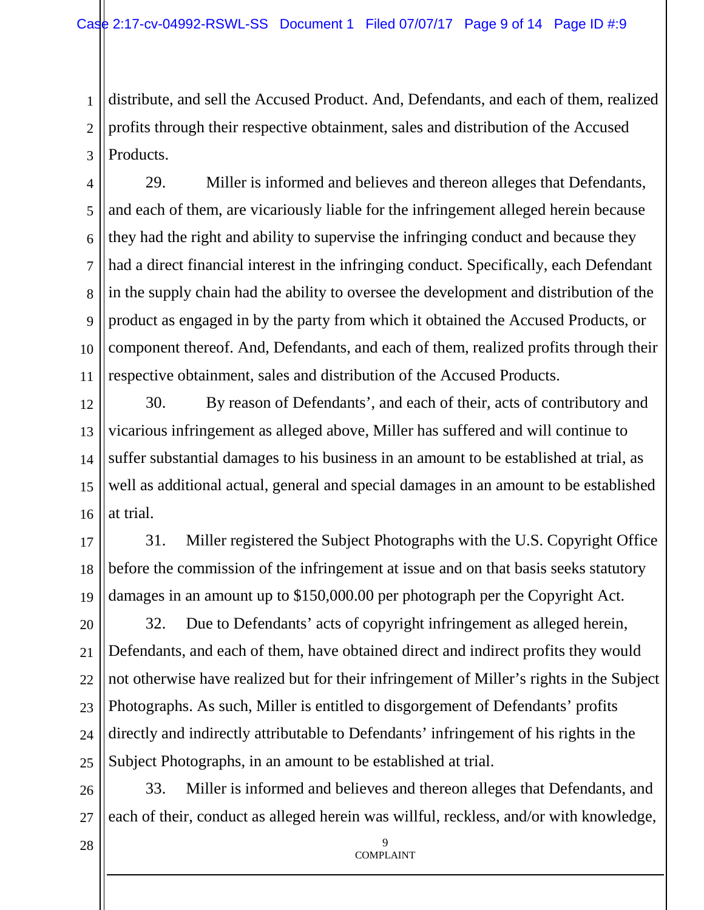distribute, and sell the Accused Product. And, Defendants, and each of them, realized profits through their respective obtainment, sales and distribution of the Accused Products.

29. Miller is informed and believes and thereon alleges that Defendants, and each of them, are vicariously liable for the infringement alleged herein because they had the right and ability to supervise the infringing conduct and because they had a direct financial interest in the infringing conduct. Specifically, each Defendant in the supply chain had the ability to oversee the development and distribution of the product as engaged in by the party from which it obtained the Accused Products, or component thereof. And, Defendants, and each of them, realized profits through their respective obtainment, sales and distribution of the Accused Products.

30. By reason of Defendants', and each of their, acts of contributory and vicarious infringement as alleged above, Miller has suffered and will continue to suffer substantial damages to his business in an amount to be established at trial, as well as additional actual, general and special damages in an amount to be established at trial.

31. Miller registered the Subject Photographs with the U.S. Copyright Office before the commission of the infringement at issue and on that basis seeks statutory damages in an amount up to $150,000.00 per photograph per the Copyright Act.

32. Due to Defendants' acts of copyright infringement as alleged herein, Defendants, and each of them, have obtained direct and indirect profits they would not otherwise have realized but for their infringement of Miller's rights in the Subject Photographs. As such, Miller is entitled to disgorgement of Defendants' profits directly and indirectly attributable to Defendants' infringement of his rights in the Subject Photographs, in an amount to be established at trial.

33. Miller is informed and believes and thereon alleges that Defendants, and each of their, conduct as alleged herein was willful, reckless, and/or with knowledge,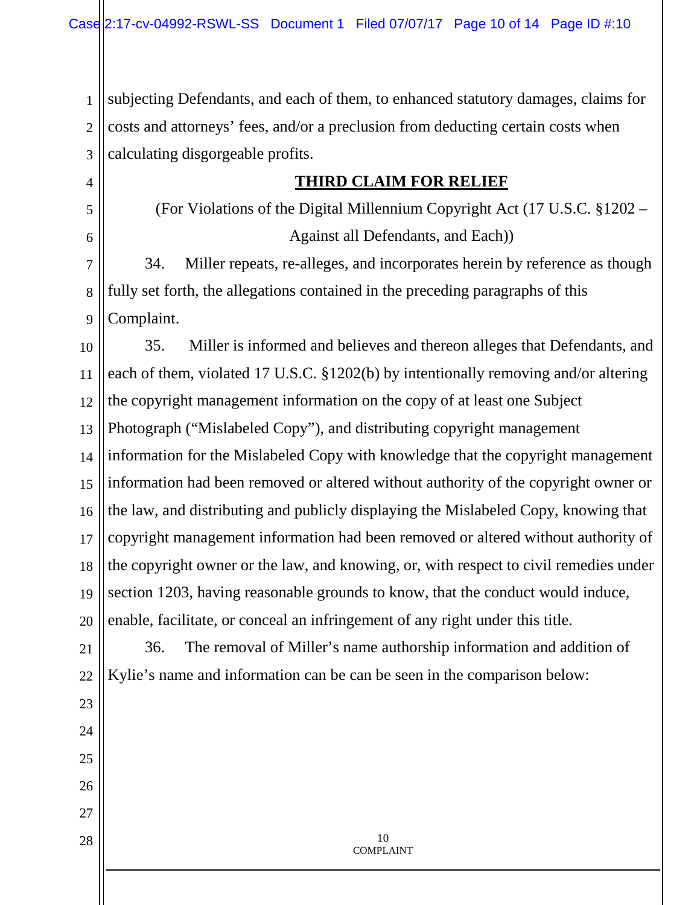subjecting Defendants, and each of them, to enhanced statutory damages, claims for costs and attorneys' fees, and/or a preclusion from deducting certain costs when calculating disgorgeable profits.

## **THIRD CLAIM FOR RELIEF**

(For Violations of the Digital Millennium Copyright Act (17 U.S.C. §1202 – Against all Defendants, and Each))

34. Miller repeats, re-alleges, and incorporates herein by reference as though fully set forth, the allegations contained in the preceding paragraphs of this Complaint.

35. Miller is informed and believes and thereon alleges that Defendants, and each of them, violated 17 U.S.C. §1202(b) by intentionally removing and/or altering the copyright management information on the copy of at least one Subject Photograph ("Mislabeled Copy"), and distributing copyright management information for the Mislabeled Copy with knowledge that the copyright management information had been removed or altered without authority of the copyright owner or the law, and distributing and publicly displaying the Mislabeled Copy, knowing that copyright management information had been removed or altered without authority of the copyright owner or the law, and knowing, or, with respect to civil remedies under section 1203, having reasonable grounds to know, that the conduct would induce, enable, facilitate, or conceal an infringement of any right under this title.

36. The removal of Miller's name authorship information and addition of Kylie's name and information can be can be seen in the comparison below: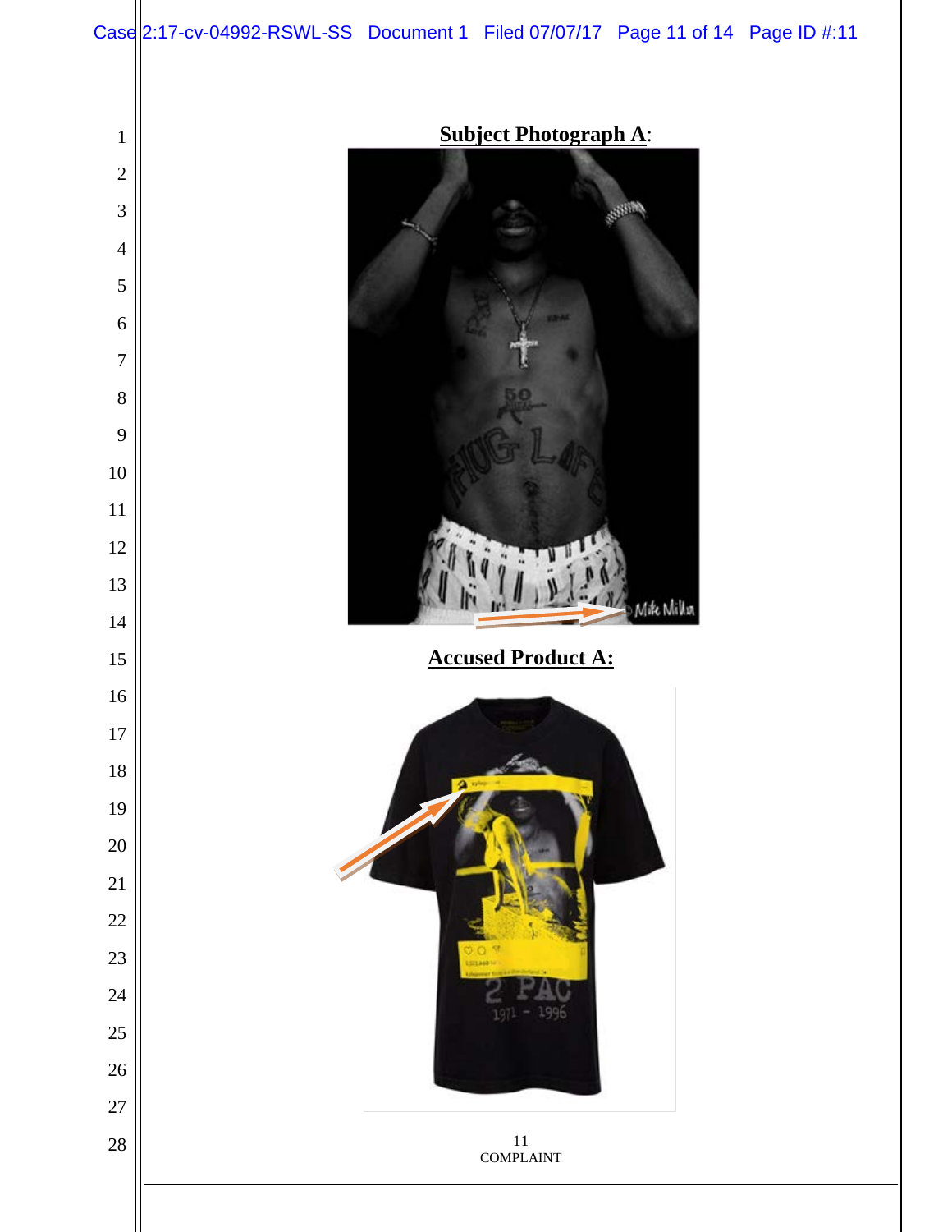**Subject Photograph A**:

**Accused Product A:**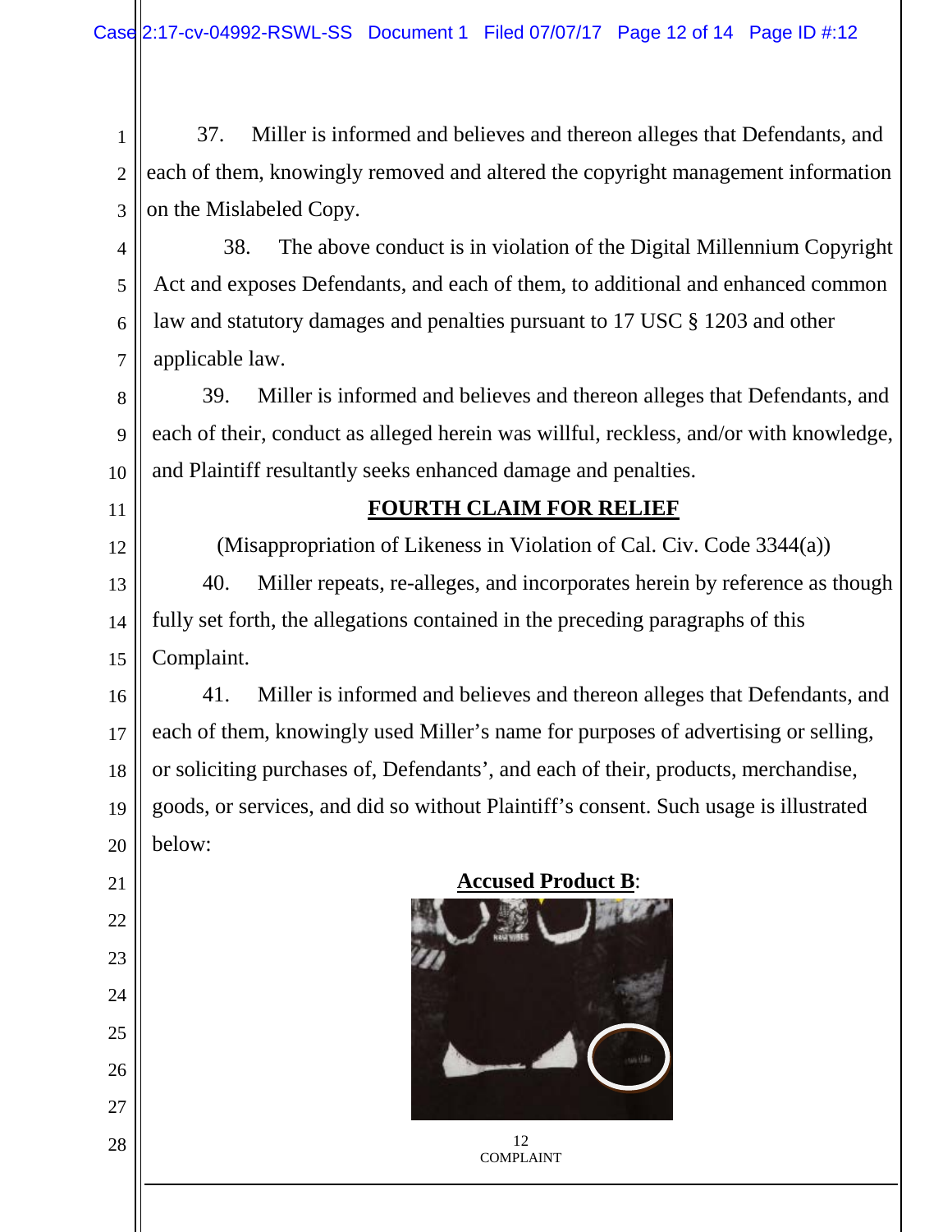37. Miller is informed and believes and thereon alleges that Defendants, and each of them, knowingly removed and altered the copyright management information on the Mislabeled Copy.

38. The above conduct is in violation of the Digital Millennium Copyright Act and exposes Defendants, and each of them, to additional and enhanced common law and statutory damages and penalties pursuant to 17 USC § 1203 and other applicable law.

39. Miller is informed and believes and thereon alleges that Defendants, and each of their, conduct as alleged herein was willful, reckless, and/or with knowledge, and Plaintiff resultantly seeks enhanced damage and penalties.

## **FOURTH CLAIM FOR RELIEF**

(Misappropriation of Likeness in Violation of Cal. Civ. Code 3344(a))

40. Miller repeats, re-alleges, and incorporates herein by reference as though fully set forth, the allegations contained in the preceding paragraphs of this Complaint.

41. Miller is informed and believes and thereon alleges that Defendants, and each of them, knowingly used Miller's name for purposes of advertising or selling, or soliciting purchases of, Defendants', and each of their, products, merchandise, goods, or services, and did so without Plaintiff's consent. Such usage is illustrated below:

**Accused Product B**: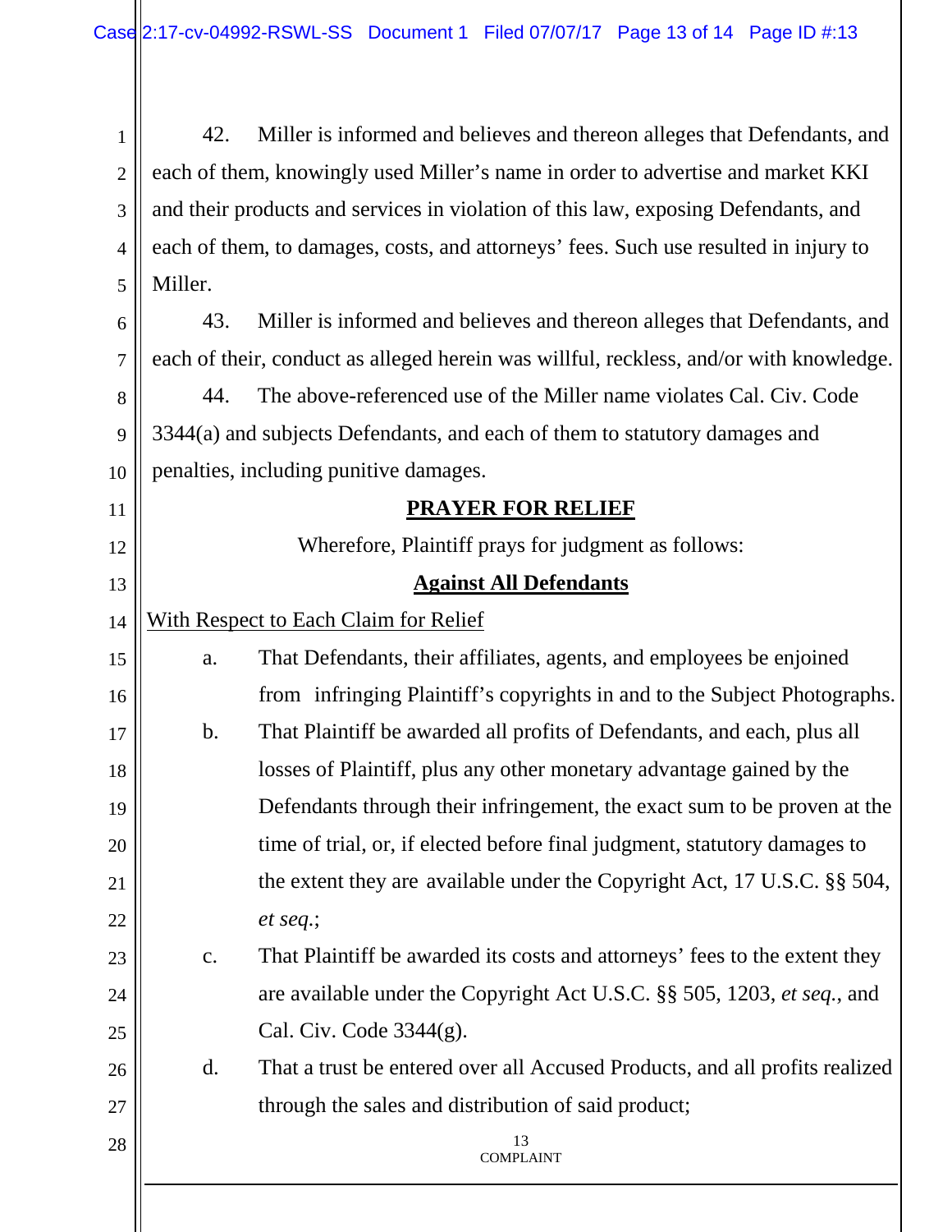42. Miller is informed and believes and thereon alleges that Defendants, and each of them, knowingly used Miller's name in order to advertise and market KKI and their products and services in violation of this law, exposing Defendants, and each of them, to damages, costs, and attorneys' fees. Such use resulted in injury to Miller.

43. Miller is informed and believes and thereon alleges that Defendants, and each of their, conduct as alleged herein was willful, reckless, and/or with knowledge.

44. The above-referenced use of the Miller name violates Cal. Civ. Code 3344(a) and subjects Defendants, and each of them to statutory damages and penalties, including punitive damages.

## PRAYER FOR RELIEF

Wherefore, Plaintiff prays for judgment as follows:

### Against All Defendants

With Respect to Each Claim for Relief

a. That Defendants, their affiliates, agents, and employees be enjoined from infringing Plaintiff's copyrights in and to the Subject Photographs.

b. That Plaintiff be awarded all profits of Defendants, and each, plus all losses of Plaintiff, plus any other monetary advantage gained by the Defendants through their infringement, the exact sum to be proven at the time of trial, or, if elected before final judgment, statutory damages to the extent they are available under the Copyright Act, 17 U.S.C. §§ 504, *et seq.*;

c. That Plaintiff be awarded its costs and attorneys' fees to the extent they are available under the Copyright Act U.S.C. §§ 505, 1203, *et seq.*, and Cal. Civ. Code 3344(g).

d. That a trust be entered over all Accused Products, and all profits realized through the sales and distribution of said product;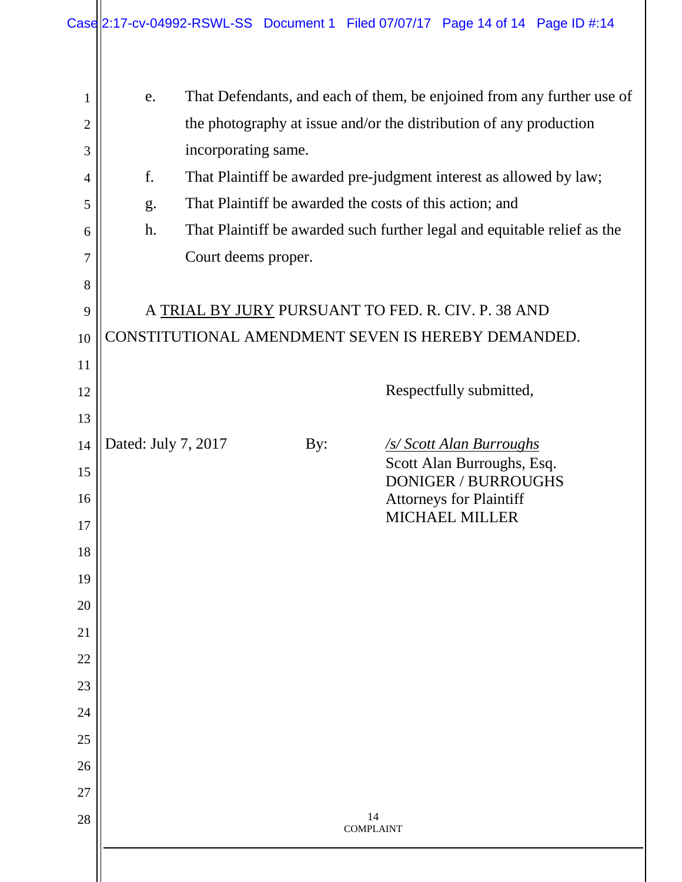e. That Defendants, and each of them, be enjoined from any further use of the photography at issue and/or the distribution of any production incorporating same.

f. That Plaintiff be awarded pre-judgment interest as allowed by law;

g. That Plaintiff be awarded the costs of this action; and

h. That Plaintiff be awarded such further legal and equitable relief as the Court deems proper.

A TRIAL BY JURY PURSUANT TO FED. R. CIV. P. 38 AND CONSTITUTIONAL AMENDMENT SEVEN IS HEREBY DEMANDED.

Respectfully submitted,

Dated: July 7, 2017 By: */s/ Scott Alan Burroughs*
Scott Alan Burroughs, Esq.
DONIGER / BURROUGHS
Attorneys for Plaintiff
MICHAEL MILLER

COMPLAINT